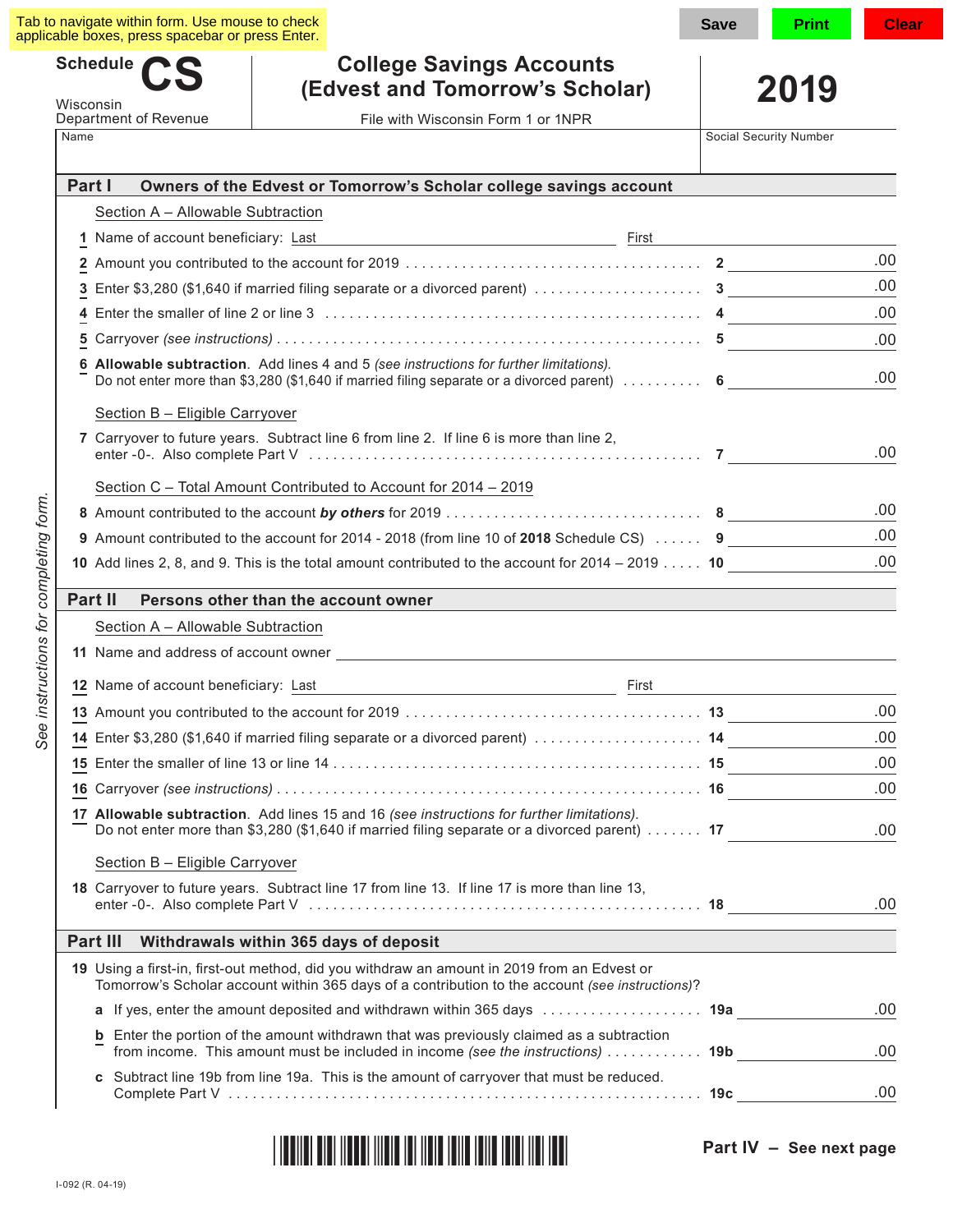Tab to navigate within form. Use mouse to check applicable boxes, press spacebar or press Enter.

Save | Print | Clear

# Schedule CS

Wisconsin Department of Revenue

## College Savings Accounts (Edvest and Tomorrow's Scholar)

File with Wisconsin Form 1 or 1NPR

**2019**

Name ______________________ Social Security Number ______________

## Part I Owners of the Edvest or Tomorrow's Scholar college savings account

Section A – Allowable Subtraction

1 Name of account beneficiary: Last ______________ First ______________

| | | | |
|---|---|---|---|
| 2 | Amount you contributed to the account for 2019 | 2 | .00 |
| 3 | Enter $3,280 ($1,640 if married filing separate or a divorced parent) | 3 | .00 |
| 4 | Enter the smaller of line 2 or line 3 | 4 | .00 |
| 5 | Carryover *(see instructions)* | 5 | .00 |
| 6 | **Allowable subtraction**. Add lines 4 and 5 *(see instructions for further limitations)*. Do not enter more than $3,280 ($1,640 if married filing separate or a divorced parent) | 6 | .00 |

Section B – Eligible Carryover

| | | | |
|---|---|---|---|
| 7 | Carryover to future years. Subtract line 6 from line 2. If line 6 is more than line 2, enter -0-. Also complete Part V | 7 | .00 |

Section C – Total Amount Contributed to Account for 2014 – 2019

| | | | |
|---|---|---|---|
| 8 | Amount contributed to the account ***by others*** for 2019 | 8 | .00 |
| 9 | Amount contributed to the account for 2014 - 2018 (from line 10 of **2018** Schedule CS) | 9 | .00 |
| 10 | Add lines 2, 8, and 9. This is the total amount contributed to the account for 2014 – 2019 | 10 | .00 |

## Part II Persons other than the account owner

Section A – Allowable Subtraction

11 Name and address of account owner ______________

12 Name of account beneficiary: Last ______________ First ______________

| | | | |
|---|---|---|---|
| 13 | Amount you contributed to the account for 2019 | 13 | .00 |
| 14 | Enter $3,280 ($1,640 if married filing separate or a divorced parent) | 14 | .00 |
| 15 | Enter the smaller of line 13 or line 14 | 15 | .00 |
| 16 | Carryover *(see instructions)* | 16 | .00 |
| 17 | **Allowable subtraction**. Add lines 15 and 16 *(see instructions for further limitations)*. Do not enter more than $3,280 ($1,640 if married filing separate or a divorced parent) | 17 | .00 |

Section B – Eligible Carryover

| | | | |
|---|---|---|---|
| 18 | Carryover to future years. Subtract line 17 from line 13. If line 17 is more than line 13, enter -0-. Also complete Part V | 18 | .00 |

## Part III Withdrawals within 365 days of deposit

19 Using a first-in, first-out method, did you withdraw an amount in 2019 from an Edvest or Tomorrow's Scholar account within 365 days of a contribution to the account *(see instructions)*?

| | | | |
|---|---|---|---|
| a | If yes, enter the amount deposited and withdrawn within 365 days | 19a | .00 |
| b | Enter the portion of the amount withdrawn that was previously claimed as a subtraction from income. This amount must be included in income *(see the instructions)* | 19b | .00 |
| c | Subtract line 19b from line 19a. This is the amount of carryover that must be reduced. Complete Part V | 19c | .00 |

*See instructions for completing form.*

**Part IV – See next page**

I-092 (R. 04-19)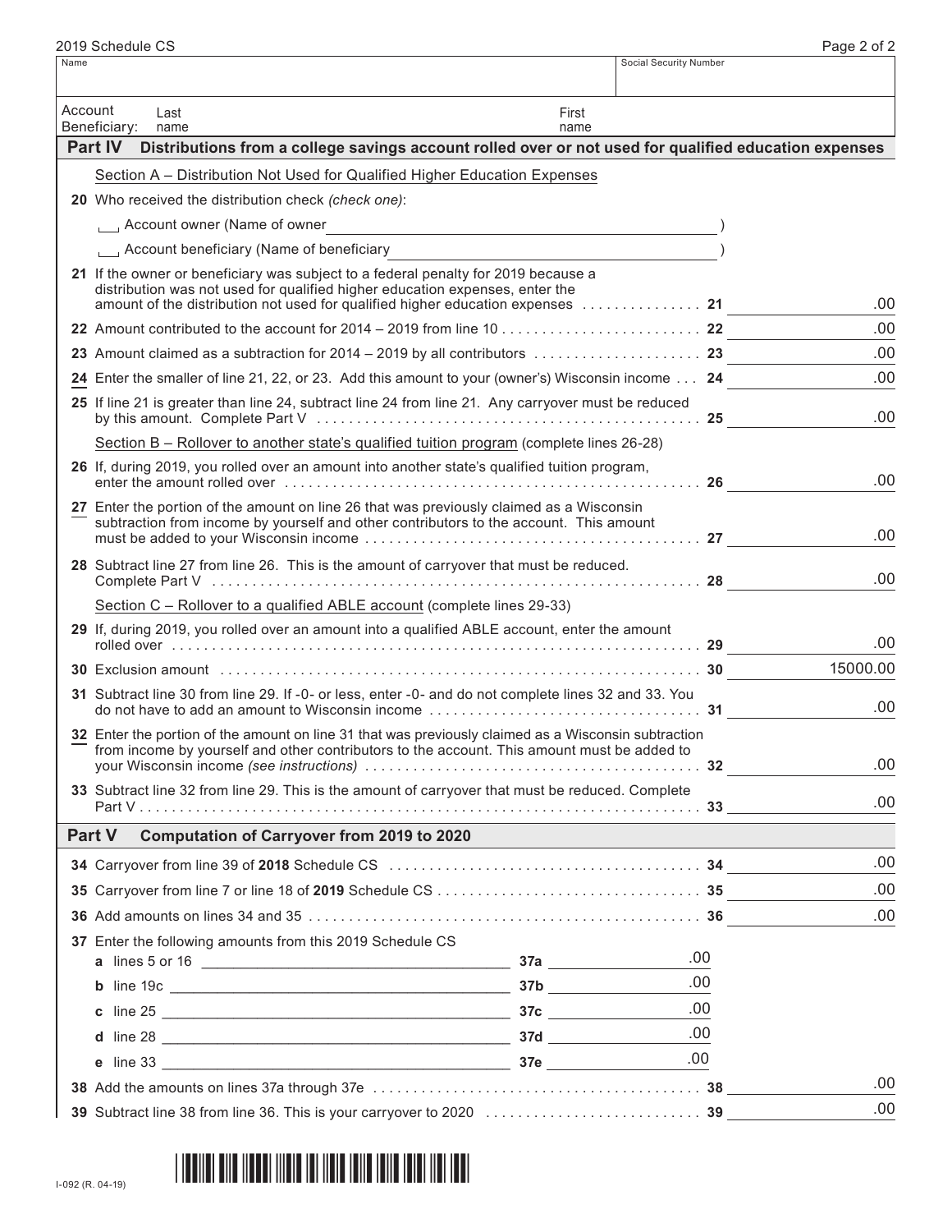| Name | Social Security Number |
|---|---|
| | |

Account Beneficiary: Last name ____________ First name ____________

## Part IV Distributions from a college savings account rolled over or not used for qualified education expenses

Section A – Distribution Not Used for Qualified Higher Education Expenses

**20** Who received the distribution check *(check one)*:

☐ Account owner (Name of owner ____________________________ )

☐ Account beneficiary (Name of beneficiary ____________________________ )

| Line | Description | Amount |
|---|---|---|
| **21** | If the owner or beneficiary was subject to a federal penalty for 2019 because a distribution was not used for qualified higher education expenses, enter the amount of the distribution not used for qualified higher education expenses | .00 |
| **22** | Amount contributed to the account for 2014 – 2019 from line 10 | .00 |
| **23** | Amount claimed as a subtraction for 2014 – 2019 by all contributors | .00 |
| **24** | Enter the smaller of line 21, 22, or 23. Add this amount to your (owner's) Wisconsin income | .00 |
| **25** | If line 21 is greater than line 24, subtract line 24 from line 21. Any carryover must be reduced by this amount. Complete Part V | .00 |

Section B – Rollover to another state's qualified tuition program (complete lines 26-28)

| Line | Description | Amount |
|---|---|---|
| **26** | If, during 2019, you rolled over an amount into another state's qualified tuition program, enter the amount rolled over | .00 |
| **27** | Enter the portion of the amount on line 26 that was previously claimed as a Wisconsin subtraction from income by yourself and other contributors to the account. This amount must be added to your Wisconsin income | .00 |
| **28** | Subtract line 27 from line 26. This is the amount of carryover that must be reduced. Complete Part V | .00 |

Section C – Rollover to a qualified ABLE account (complete lines 29-33)

| Line | Description | Amount |
|---|---|---|
| **29** | If, during 2019, you rolled over an amount into a qualified ABLE account, enter the amount rolled over | .00 |
| **30** | Exclusion amount | 15000.00 |
| **31** | Subtract line 30 from line 29. If -0- or less, enter -0- and do not complete lines 32 and 33. You do not have to add an amount to Wisconsin income | .00 |
| **32** | Enter the portion of the amount on line 31 that was previously claimed as a Wisconsin subtraction from income by yourself and other contributors to the account. This amount must be added to your Wisconsin income *(see instructions)* | .00 |
| **33** | Subtract line 32 from line 29. This is the amount of carryover that must be reduced. Complete Part V | .00 |

## Part V Computation of Carryover from 2019 to 2020

| Line | Description | | Amount |
|---|---|---|---|
| **34** | Carryover from line 39 of **2018** Schedule CS | | .00 |
| **35** | Carryover from line 7 or line 18 of **2019** Schedule CS | | .00 |
| **36** | Add amounts on lines 34 and 35 | | .00 |
| **37** | Enter the following amounts from this 2019 Schedule CS | | |
| **a** | lines 5 or 16 | **37a** .00 | |
| **b** | line 19c | **37b** .00 | |
| **c** | line 25 | **37c** .00 | |
| **d** | line 28 | **37d** .00 | |
| **e** | line 33 | **37e** .00 | |
| **38** | Add the amounts on lines 37a through 37e | | .00 |
| **39** | Subtract line 38 from line 36. This is your carryover to 2020 | | .00 |

I-092 (R. 04-19)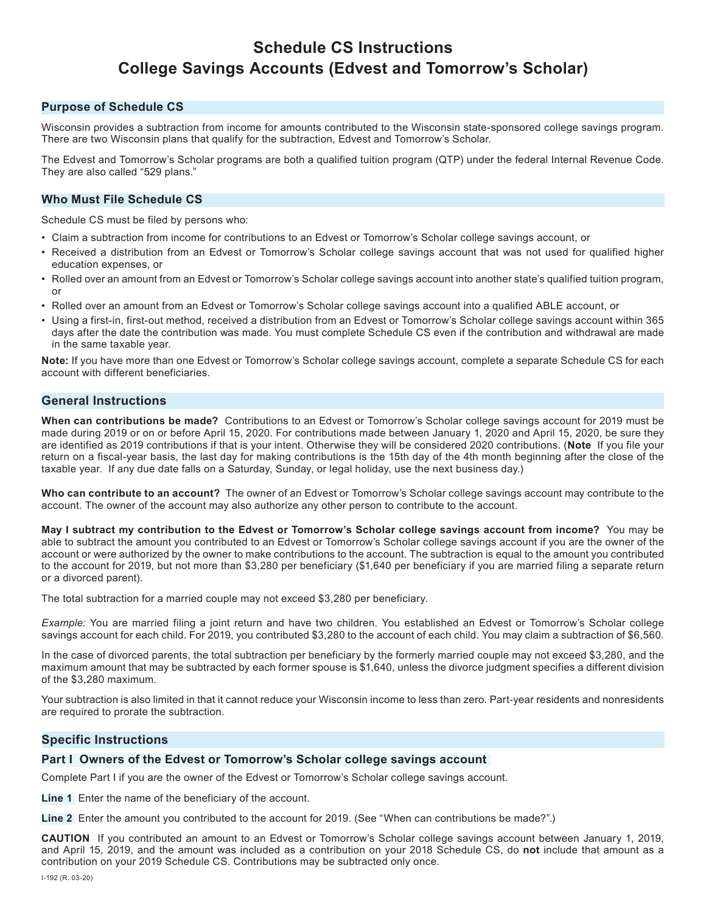# Schedule CS Instructions
# College Savings Accounts (Edvest and Tomorrow's Scholar)

## Purpose of Schedule CS

Wisconsin provides a subtraction from income for amounts contributed to the Wisconsin state-sponsored college savings program. There are two Wisconsin plans that qualify for the subtraction, Edvest and Tomorrow's Scholar.

The Edvest and Tomorrow's Scholar programs are both a qualified tuition program (QTP) under the federal Internal Revenue Code. They are also called "529 plans."

## Who Must File Schedule CS

Schedule CS must be filed by persons who:

- Claim a subtraction from income for contributions to an Edvest or Tomorrow's Scholar college savings account, or
- Received a distribution from an Edvest or Tomorrow's Scholar college savings account that was not used for qualified higher education expenses, or
- Rolled over an amount from an Edvest or Tomorrow's Scholar college savings account into another state's qualified tuition program, or
- Rolled over an amount from an Edvest or Tomorrow's Scholar college savings account into a qualified ABLE account, or
- Using a first-in, first-out method, received a distribution from an Edvest or Tomorrow's Scholar college savings account within 365 days after the date the contribution was made. You must complete Schedule CS even if the contribution and withdrawal are made in the same taxable year.

**Note:** If you have more than one Edvest or Tomorrow's Scholar college savings account, complete a separate Schedule CS for each account with different beneficiaries.

## General Instructions

**When can contributions be made?** Contributions to an Edvest or Tomorrow's Scholar college savings account for 2019 must be made during 2019 or on or before April 15, 2020. For contributions made between January 1, 2020 and April 15, 2020, be sure they are identified as 2019 contributions if that is your intent. Otherwise they will be considered 2020 contributions. (**Note** If you file your return on a fiscal-year basis, the last day for making contributions is the 15th day of the 4th month beginning after the close of the taxable year. If any due date falls on a Saturday, Sunday, or legal holiday, use the next business day.)

**Who can contribute to an account?** The owner of an Edvest or Tomorrow's Scholar college savings account may contribute to the account. The owner of the account may also authorize any other person to contribute to the account.

**May I subtract my contribution to the Edvest or Tomorrow's Scholar college savings account from income?** You may be able to subtract the amount you contributed to an Edvest or Tomorrow's Scholar college savings account if you are the owner of the account or were authorized by the owner to make contributions to the account. The subtraction is equal to the amount you contributed to the account for 2019, but not more than $3,280 per beneficiary ($1,640 per beneficiary if you are married filing a separate return or a divorced parent).

The total subtraction for a married couple may not exceed $3,280 per beneficiary.

*Example:* You are married filing a joint return and have two children. You established an Edvest or Tomorrow's Scholar college savings account for each child. For 2019, you contributed $3,280 to the account of each child. You may claim a subtraction of $6,560.

In the case of divorced parents, the total subtraction per beneficiary by the formerly married couple may not exceed $3,280, and the maximum amount that may be subtracted by each former spouse is $1,640, unless the divorce judgment specifies a different division of the $3,280 maximum.

Your subtraction is also limited in that it cannot reduce your Wisconsin income to less than zero. Part-year residents and nonresidents are required to prorate the subtraction.

## Specific Instructions

### Part I Owners of the Edvest or Tomorrow's Scholar college savings account

Complete Part I if you are the owner of the Edvest or Tomorrow's Scholar college savings account.

**Line 1** Enter the name of the beneficiary of the account.

**Line 2** Enter the amount you contributed to the account for 2019. (See "When can contributions be made?".)

**CAUTION** If you contributed an amount to an Edvest or Tomorrow's Scholar college savings account between January 1, 2019, and April 15, 2019, and the amount was included as a contribution on your 2018 Schedule CS, do **not** include that amount as a contribution on your 2019 Schedule CS. Contributions may be subtracted only once.

I-192 (R. 03-20)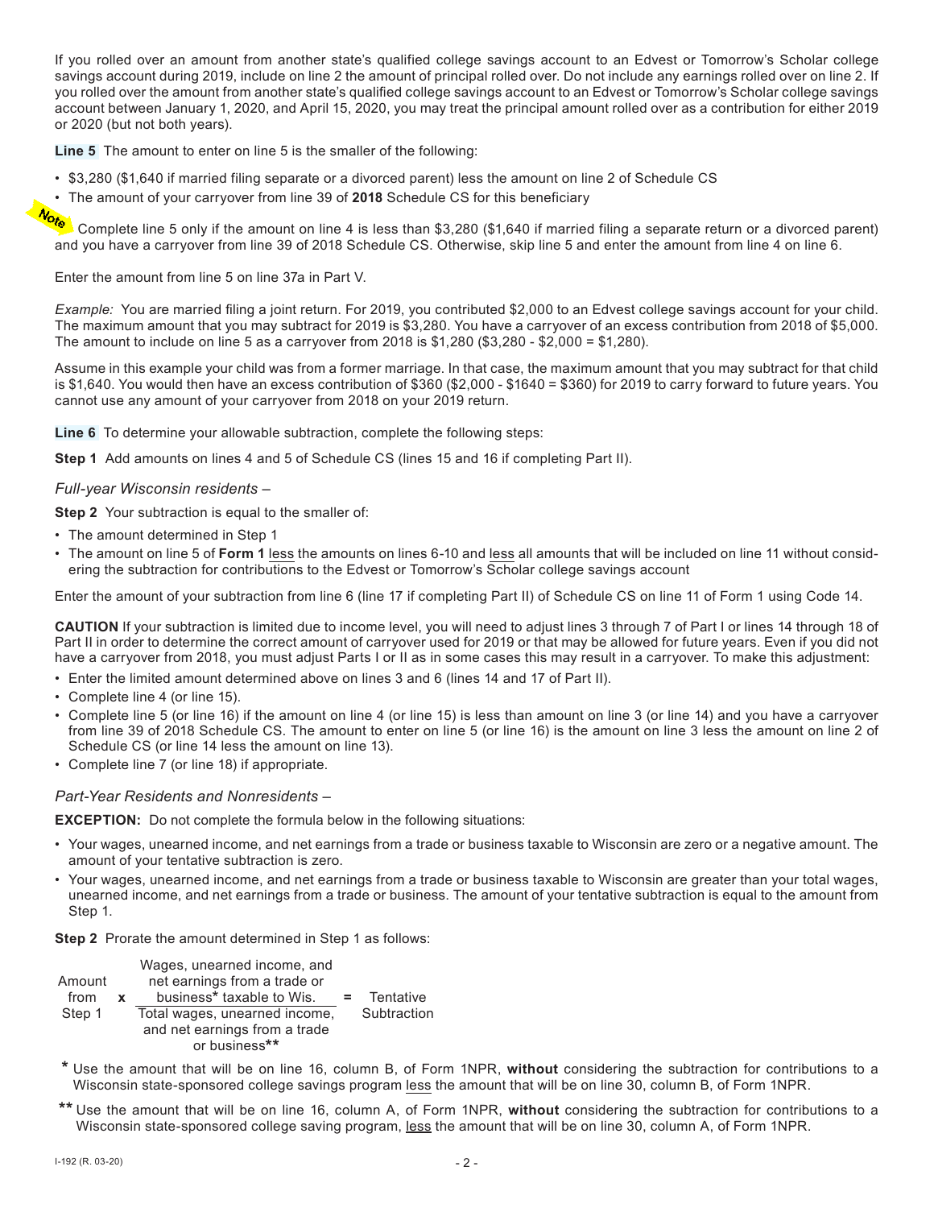If you rolled over an amount from another state's qualified college savings account to an Edvest or Tomorrow's Scholar college savings account during 2019, include on line 2 the amount of principal rolled over. Do not include any earnings rolled over on line 2. If you rolled over the amount from another state's qualified college savings account to an Edvest or Tomorrow's Scholar college savings account between January 1, 2020, and April 15, 2020, you may treat the principal amount rolled over as a contribution for either 2019 or 2020 (but not both years).

**Line 5** The amount to enter on line 5 is the smaller of the following:

- $3,280 ($1,640 if married filing separate or a divorced parent) less the amount on line 2 of Schedule CS
- The amount of your carryover from line 39 of **2018** Schedule CS for this beneficiary

**Note** Complete line 5 only if the amount on line 4 is less than $3,280 ($1,640 if married filing a separate return or a divorced parent) and you have a carryover from line 39 of 2018 Schedule CS. Otherwise, skip line 5 and enter the amount from line 4 on line 6.

Enter the amount from line 5 on line 37a in Part V.

*Example:* You are married filing a joint return. For 2019, you contributed $2,000 to an Edvest college savings account for your child. The maximum amount that you may subtract for 2019 is $3,280. You have a carryover of an excess contribution from 2018 of $5,000. The amount to include on line 5 as a carryover from 2018 is $1,280 ($3,280 - $2,000 = $1,280).

Assume in this example your child was from a former marriage. In that case, the maximum amount that you may subtract for that child is $1,640. You would then have an excess contribution of $360 ($2,000 - $1640 = $360) for 2019 to carry forward to future years. You cannot use any amount of your carryover from 2018 on your 2019 return.

**Line 6** To determine your allowable subtraction, complete the following steps:

**Step 1** Add amounts on lines 4 and 5 of Schedule CS (lines 15 and 16 if completing Part II).

*Full-year Wisconsin residents –*

**Step 2** Your subtraction is equal to the smaller of:

- The amount determined in Step 1
- The amount on line 5 of **Form 1** less the amounts on lines 6-10 and less all amounts that will be included on line 11 without considering the subtraction for contributions to the Edvest or Tomorrow's Scholar college savings account

Enter the amount of your subtraction from line 6 (line 17 if completing Part II) of Schedule CS on line 11 of Form 1 using Code 14.

**CAUTION** If your subtraction is limited due to income level, you will need to adjust lines 3 through 7 of Part I or lines 14 through 18 of Part II in order to determine the correct amount of carryover used for 2019 or that may be allowed for future years. Even if you did not have a carryover from 2018, you must adjust Parts I or II as in some cases this may result in a carryover. To make this adjustment:

- Enter the limited amount determined above on lines 3 and 6 (lines 14 and 17 of Part II).
- Complete line 4 (or line 15).
- Complete line 5 (or line 16) if the amount on line 4 (or line 15) is less than amount on line 3 (or line 14) and you have a carryover from line 39 of 2018 Schedule CS. The amount to enter on line 5 (or line 16) is the amount on line 3 less the amount on line 2 of Schedule CS (or line 14 less the amount on line 13).
- Complete line 7 (or line 18) if appropriate.

*Part-Year Residents and Nonresidents –*

**EXCEPTION:** Do not complete the formula below in the following situations:

- Your wages, unearned income, and net earnings from a trade or business taxable to Wisconsin are zero or a negative amount. The amount of your tentative subtraction is zero.
- Your wages, unearned income, and net earnings from a trade or business taxable to Wisconsin are greater than your total wages, unearned income, and net earnings from a trade or business. The amount of your tentative subtraction is equal to the amount from Step 1.

**Step 2** Prorate the amount determined in Step 1 as follows:

$$\text{Amount from Step 1} \times \frac{\text{Wages, unearned income, and net earnings from a trade or business* taxable to Wis.}}{\text{Total wages, unearned income, and net earnings from a trade or business**}} = \text{Tentative Subtraction}$$

\* Use the amount that will be on line 16, column B, of Form 1NPR, **without** considering the subtraction for contributions to a Wisconsin state-sponsored college savings program less the amount that will be on line 30, column B, of Form 1NPR.

\*\* Use the amount that will be on line 16, column A, of Form 1NPR, **without** considering the subtraction for contributions to a Wisconsin state-sponsored college saving program, less the amount that will be on line 30, column A, of Form 1NPR.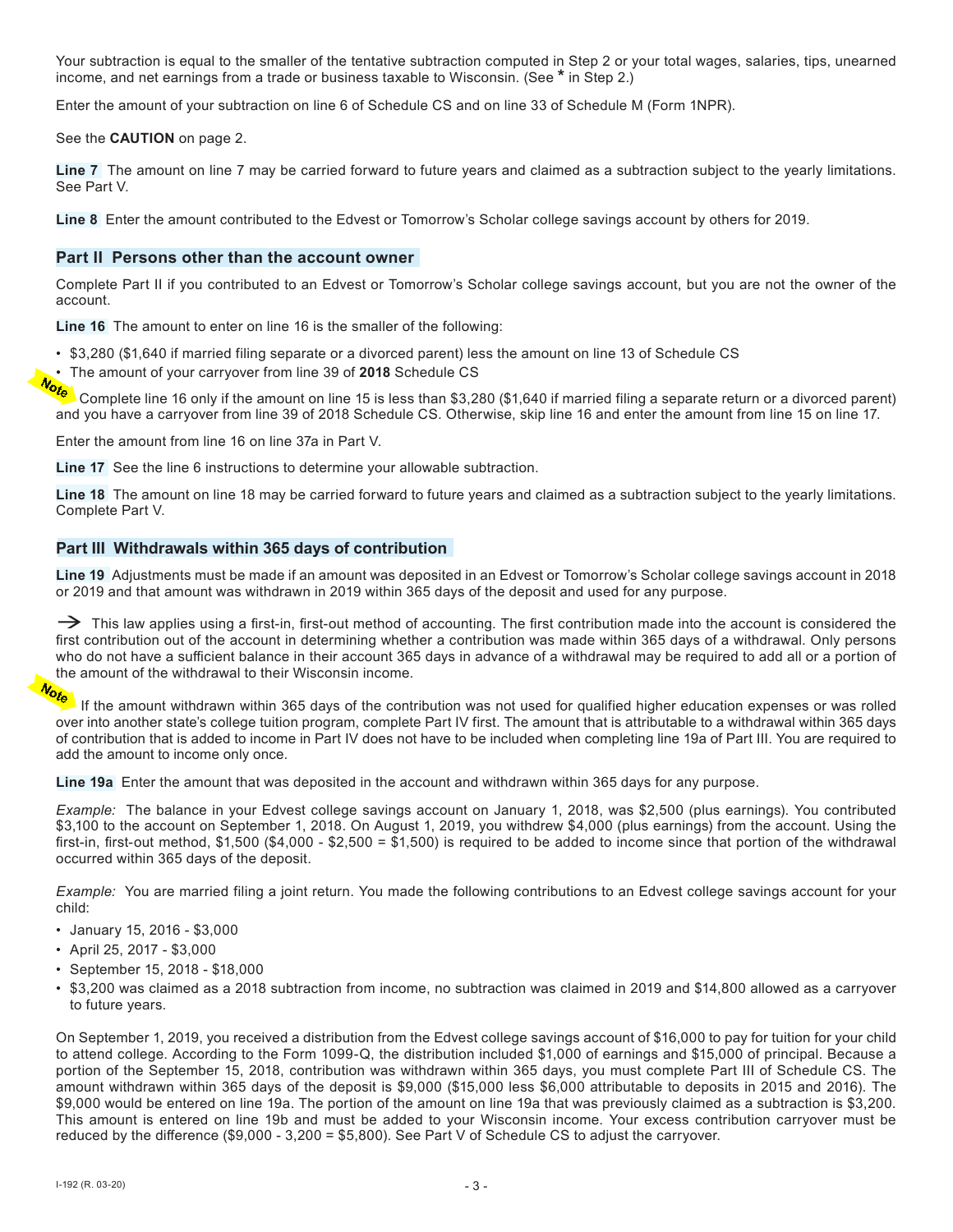Your subtraction is equal to the smaller of the tentative subtraction computed in Step 2 or your total wages, salaries, tips, unearned income, and net earnings from a trade or business taxable to Wisconsin. (See * in Step 2.)

Enter the amount of your subtraction on line 6 of Schedule CS and on line 33 of Schedule M (Form 1NPR).

See the **CAUTION** on page 2.

**Line 7** The amount on line 7 may be carried forward to future years and claimed as a subtraction subject to the yearly limitations. See Part V.

**Line 8** Enter the amount contributed to the Edvest or Tomorrow's Scholar college savings account by others for 2019.

## Part II Persons other than the account owner

Complete Part II if you contributed to an Edvest or Tomorrow's Scholar college savings account, but you are not the owner of the account.

**Line 16** The amount to enter on line 16 is the smaller of the following:

- $3,280 ($1,640 if married filing separate or a divorced parent) less the amount on line 13 of Schedule CS
- The amount of your carryover from line 39 of **2018** Schedule CS

*Note* Complete line 16 only if the amount on line 15 is less than $3,280 ($1,640 if married filing a separate return or a divorced parent) and you have a carryover from line 39 of 2018 Schedule CS. Otherwise, skip line 16 and enter the amount from line 15 on line 17.

Enter the amount from line 16 on line 37a in Part V.

**Line 17** See the line 6 instructions to determine your allowable subtraction.

**Line 18** The amount on line 18 may be carried forward to future years and claimed as a subtraction subject to the yearly limitations. Complete Part V.

## Part III Withdrawals within 365 days of contribution

**Line 19** Adjustments must be made if an amount was deposited in an Edvest or Tomorrow's Scholar college savings account in 2018 or 2019 and that amount was withdrawn in 2019 within 365 days of the deposit and used for any purpose.

→ This law applies using a first-in, first-out method of accounting. The first contribution made into the account is considered the first contribution out of the account in determining whether a contribution was made within 365 days of a withdrawal. Only persons who do not have a sufficient balance in their account 365 days in advance of a withdrawal may be required to add all or a portion of the amount of the withdrawal to their Wisconsin income.

*Note* If the amount withdrawn within 365 days of the contribution was not used for qualified higher education expenses or was rolled over into another state's college tuition program, complete Part IV first. The amount that is attributable to a withdrawal within 365 days of contribution that is added to income in Part IV does not have to be included when completing line 19a of Part III. You are required to add the amount to income only once.

**Line 19a** Enter the amount that was deposited in the account and withdrawn within 365 days for any purpose.

*Example:* The balance in your Edvest college savings account on January 1, 2018, was $2,500 (plus earnings). You contributed $3,100 to the account on September 1, 2018. On August 1, 2019, you withdrew $4,000 (plus earnings) from the account. Using the first-in, first-out method, $1,500 ($4,000 - $2,500 = $1,500) is required to be added to income since that portion of the withdrawal occurred within 365 days of the deposit.

*Example:* You are married filing a joint return. You made the following contributions to an Edvest college savings account for your child:

- January 15, 2016 - $3,000
- April 25, 2017 - $3,000
- September 15, 2018 - $18,000
- $3,200 was claimed as a 2018 subtraction from income, no subtraction was claimed in 2019 and $14,800 allowed as a carryover to future years.

On September 1, 2019, you received a distribution from the Edvest college savings account of $16,000 to pay for tuition for your child to attend college. According to the Form 1099-Q, the distribution included $1,000 of earnings and $15,000 of principal. Because a portion of the September 15, 2018, contribution was withdrawn within 365 days, you must complete Part III of Schedule CS. The amount withdrawn within 365 days of the deposit is $9,000 ($15,000 less $6,000 attributable to deposits in 2015 and 2016). The $9,000 would be entered on line 19a. The portion of the amount on line 19a that was previously claimed as a subtraction is $3,200. This amount is entered on line 19b and must be added to your Wisconsin income. Your excess contribution carryover must be reduced by the difference ($9,000 - 3,200 = $5,800). See Part V of Schedule CS to adjust the carryover.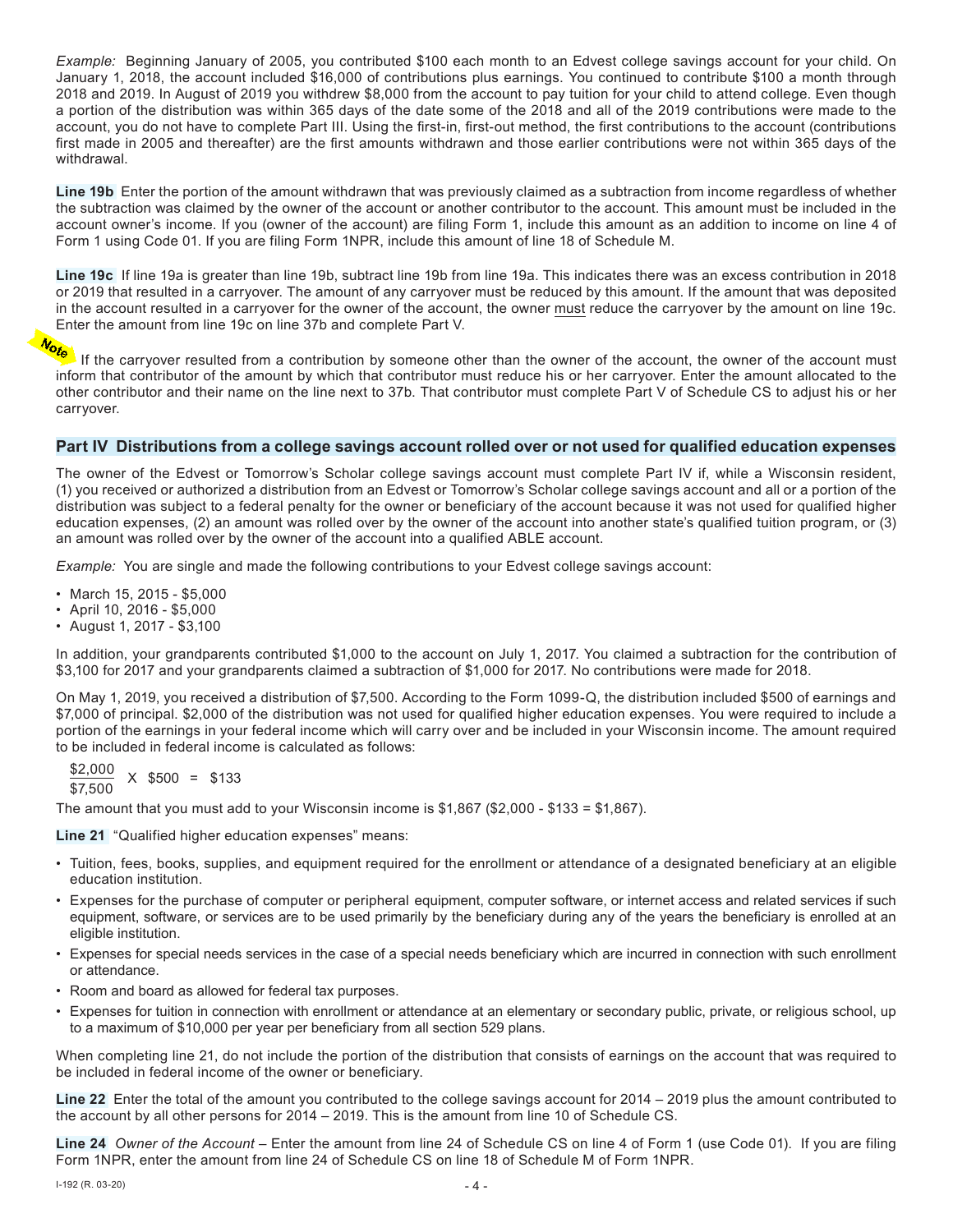*Example:* Beginning January of 2005, you contributed $100 each month to an Edvest college savings account for your child. On January 1, 2018, the account included $16,000 of contributions plus earnings. You continued to contribute $100 a month through 2018 and 2019. In August of 2019 you withdrew $8,000 from the account to pay tuition for your child to attend college. Even though a portion of the distribution was within 365 days of the date some of the 2018 and all of the 2019 contributions were made to the account, you do not have to complete Part III. Using the first-in, first-out method, the first contributions to the account (contributions first made in 2005 and thereafter) are the first amounts withdrawn and those earlier contributions were not within 365 days of the withdrawal.

**Line 19b** Enter the portion of the amount withdrawn that was previously claimed as a subtraction from income regardless of whether the subtraction was claimed by the owner of the account or another contributor to the account. This amount must be included in the account owner's income. If you (owner of the account) are filing Form 1, include this amount as an addition to income on line 4 of Form 1 using Code 01. If you are filing Form 1NPR, include this amount of line 18 of Schedule M.

**Line 19c** If line 19a is greater than line 19b, subtract line 19b from line 19a. This indicates there was an excess contribution in 2018 or 2019 that resulted in a carryover. The amount of any carryover must be reduced by this amount. If the amount that was deposited in the account resulted in a carryover for the owner of the account, the owner must reduce the carryover by the amount on line 19c. Enter the amount from line 19c on line 37b and complete Part V.

**Note** If the carryover resulted from a contribution by someone other than the owner of the account, the owner of the account must inform that contributor of the amount by which that contributor must reduce his or her carryover. Enter the amount allocated to the other contributor and their name on the line next to 37b. That contributor must complete Part V of Schedule CS to adjust his or her carryover.

## Part IV Distributions from a college savings account rolled over or not used for qualified education expenses

The owner of the Edvest or Tomorrow's Scholar college savings account must complete Part IV if, while a Wisconsin resident, (1) you received or authorized a distribution from an Edvest or Tomorrow's Scholar college savings account and all or a portion of the distribution was subject to a federal penalty for the owner or beneficiary of the account because it was not used for qualified higher education expenses, (2) an amount was rolled over by the owner of the account into another state's qualified tuition program, or (3) an amount was rolled over by the owner of the account into a qualified ABLE account.

*Example:* You are single and made the following contributions to your Edvest college savings account:

- March 15, 2015 - $5,000
- April 10, 2016 - $5,000
- August 1, 2017 - $3,100

In addition, your grandparents contributed $1,000 to the account on July 1, 2017. You claimed a subtraction for the contribution of $3,100 for 2017 and your grandparents claimed a subtraction of $1,000 for 2017. No contributions were made for 2018.

On May 1, 2019, you received a distribution of $7,500. According to the Form 1099-Q, the distribution included $500 of earnings and $7,000 of principal. $2,000 of the distribution was not used for qualified higher education expenses. You were required to include a portion of the earnings in your federal income which will carry over and be included in your Wisconsin income. The amount required to be included in federal income is calculated as follows:

$$\frac{\$2{,}000}{\$7{,}500} \times \$500 = \$133$$

The amount that you must add to your Wisconsin income is $1,867 ($2,000 - $133 = $1,867).

**Line 21** "Qualified higher education expenses" means:

- Tuition, fees, books, supplies, and equipment required for the enrollment or attendance of a designated beneficiary at an eligible education institution.
- Expenses for the purchase of computer or peripheral equipment, computer software, or internet access and related services if such equipment, software, or services are to be used primarily by the beneficiary during any of the years the beneficiary is enrolled at an eligible institution.
- Expenses for special needs services in the case of a special needs beneficiary which are incurred in connection with such enrollment or attendance.
- Room and board as allowed for federal tax purposes.
- Expenses for tuition in connection with enrollment or attendance at an elementary or secondary public, private, or religious school, up to a maximum of $10,000 per year per beneficiary from all section 529 plans.

When completing line 21, do not include the portion of the distribution that consists of earnings on the account that was required to be included in federal income of the owner or beneficiary.

**Line 22** Enter the total of the amount you contributed to the college savings account for 2014 – 2019 plus the amount contributed to the account by all other persons for 2014 – 2019. This is the amount from line 10 of Schedule CS.

**Line 24** *Owner of the Account* – Enter the amount from line 24 of Schedule CS on line 4 of Form 1 (use Code 01). If you are filing Form 1NPR, enter the amount from line 24 of Schedule CS on line 18 of Schedule M of Form 1NPR.

I-192 (R. 03-20)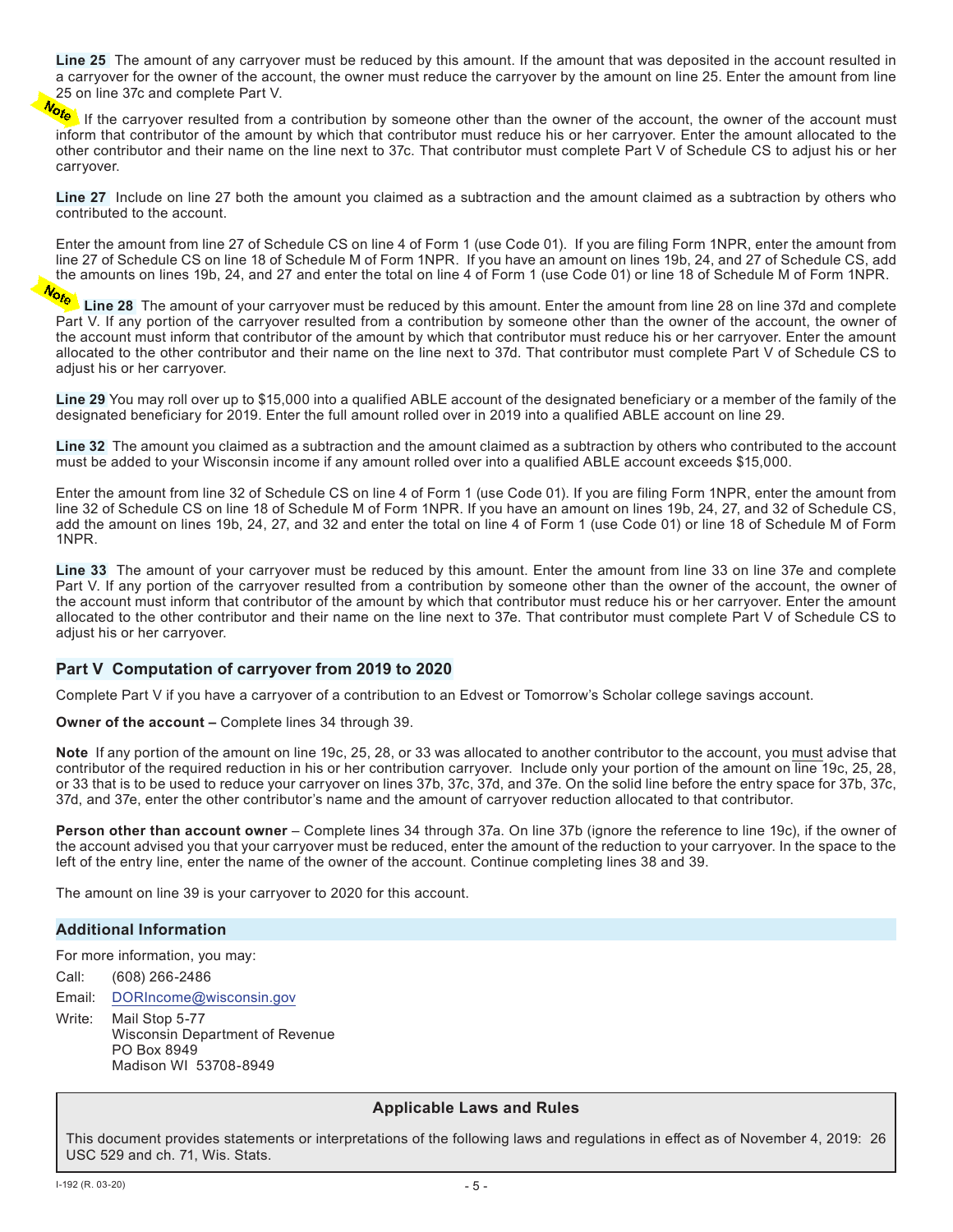**Line 25** The amount of any carryover must be reduced by this amount. If the amount that was deposited in the account resulted in a carryover for the owner of the account, the owner must reduce the carryover by the amount on line 25. Enter the amount from line 25 on line 37c and complete Part V.

**Note** If the carryover resulted from a contribution by someone other than the owner of the account, the owner of the account must inform that contributor of the amount by which that contributor must reduce his or her carryover. Enter the amount allocated to the other contributor and their name on the line next to 37c. That contributor must complete Part V of Schedule CS to adjust his or her carryover.

**Line 27** Include on line 27 both the amount you claimed as a subtraction and the amount claimed as a subtraction by others who contributed to the account.

Enter the amount from line 27 of Schedule CS on line 4 of Form 1 (use Code 01). If you are filing Form 1NPR, enter the amount from line 27 of Schedule CS on line 18 of Schedule M of Form 1NPR. If you have an amount on lines 19b, 24, and 27 of Schedule CS, add the amounts on lines 19b, 24, and 27 and enter the total on line 4 of Form 1 (use Code 01) or line 18 of Schedule M of Form 1NPR.

**Note** **Line 28** The amount of your carryover must be reduced by this amount. Enter the amount from line 28 on line 37d and complete Part V. If any portion of the carryover resulted from a contribution by someone other than the owner of the account, the owner of the account must inform that contributor of the amount by which that contributor must reduce his or her carryover. Enter the amount allocated to the other contributor and their name on the line next to 37d. That contributor must complete Part V of Schedule CS to adjust his or her carryover.

**Line 29** You may roll over up to $15,000 into a qualified ABLE account of the designated beneficiary or a member of the family of the designated beneficiary for 2019. Enter the full amount rolled over in 2019 into a qualified ABLE account on line 29.

**Line 32** The amount you claimed as a subtraction and the amount claimed as a subtraction by others who contributed to the account must be added to your Wisconsin income if any amount rolled over into a qualified ABLE account exceeds $15,000.

Enter the amount from line 32 of Schedule CS on line 4 of Form 1 (use Code 01). If you are filing Form 1NPR, enter the amount from line 32 of Schedule CS on line 18 of Schedule M of Form 1NPR. If you have an amount on lines 19b, 24, 27, and 32 of Schedule CS, add the amount on lines 19b, 24, 27, and 32 and enter the total on line 4 of Form 1 (use Code 01) or line 18 of Schedule M of Form 1NPR.

**Line 33** The amount of your carryover must be reduced by this amount. Enter the amount from line 33 on line 37e and complete Part V. If any portion of the carryover resulted from a contribution by someone other than the owner of the account, the owner of the account must inform that contributor of the amount by which that contributor must reduce his or her carryover. Enter the amount allocated to the other contributor and their name on the line next to 37e. That contributor must complete Part V of Schedule CS to adjust his or her carryover.

## Part V Computation of carryover from 2019 to 2020

Complete Part V if you have a carryover of a contribution to an Edvest or Tomorrow's Scholar college savings account.

**Owner of the account –** Complete lines 34 through 39.

**Note** If any portion of the amount on line 19c, 25, 28, or 33 was allocated to another contributor to the account, you must advise that contributor of the required reduction in his or her contribution carryover. Include only your portion of the amount on line 19c, 25, 28, or 33 that is to be used to reduce your carryover on lines 37b, 37c, 37d, and 37e. On the solid line before the entry space for 37b, 37c, 37d, and 37e, enter the other contributor's name and the amount of carryover reduction allocated to that contributor.

**Person other than account owner** – Complete lines 34 through 37a. On line 37b (ignore the reference to line 19c), if the owner of the account advised you that your carryover must be reduced, enter the amount of the reduction to your carryover. In the space to the left of the entry line, enter the name of the owner of the account. Continue completing lines 38 and 39.

The amount on line 39 is your carryover to 2020 for this account.

## Additional Information

For more information, you may:

Call: (608) 266-2486

Email: DORIncome@wisconsin.gov

Write: Mail Stop 5-77
Wisconsin Department of Revenue
PO Box 8949
Madison WI 53708-8949

### Applicable Laws and Rules

This document provides statements or interpretations of the following laws and regulations in effect as of November 4, 2019: 26 USC 529 and ch. 71, Wis. Stats.

I-192 (R. 03-20)